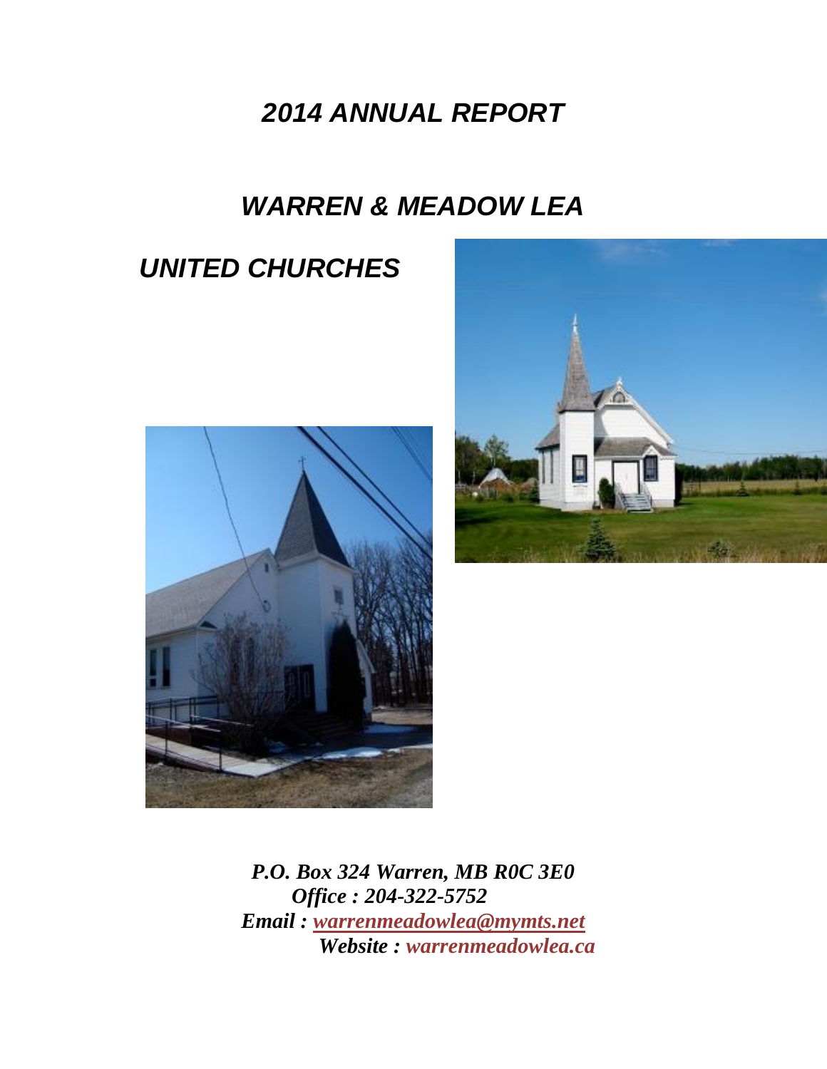# *2014 ANNUAL REPORT*

# *WARREN & MEADOW LEA*

# *UNITED CHURCHES*

***P.O. Box 324 Warren, MB R0C 3E0***
***Office : 204-322-5752***
***Email : warrenmeadowlea@mymts.net***
***Website : warrenmeadowlea.ca***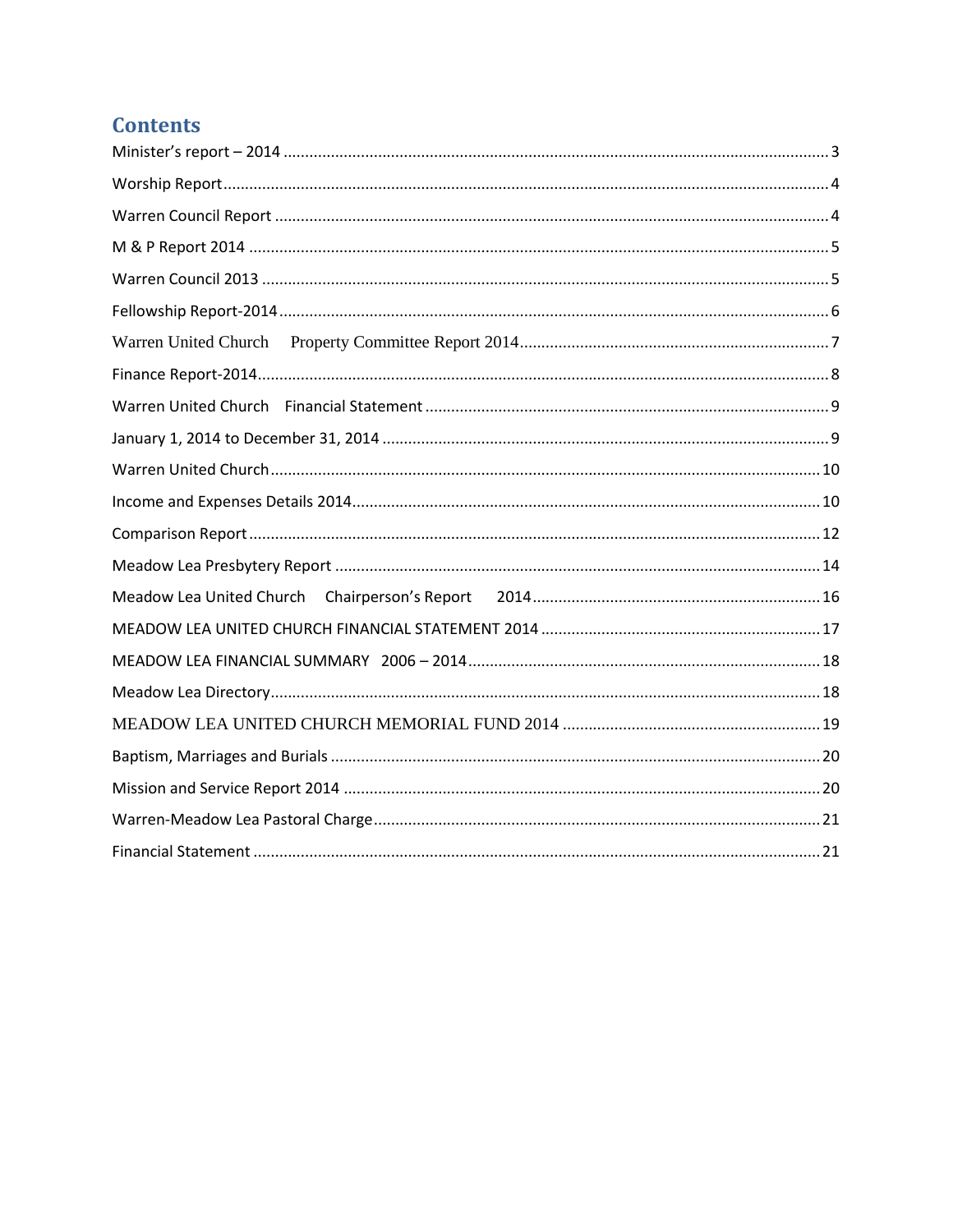# Contents

Minister's report – 2014 ............................................................. 3

Worship Report ............................................................. 4

Warren Council Report ............................................................. 4

M & P Report 2014 ............................................................. 5

Warren Council 2013 ............................................................. 5

Fellowship Report-2014 ............................................................. 6

Warren United Church    Property Committee Report 2014 ............................................................. 7

Finance Report-2014 ............................................................. 8

Warren United Church    Financial Statement ............................................................. 9

January 1, 2014 to December 31, 2014 ............................................................. 9

Warren United Church ............................................................. 10

Income and Expenses Details 2014 ............................................................. 10

Comparison Report ............................................................. 12

Meadow Lea Presbytery Report ............................................................. 14

Meadow Lea United Church    Chairperson's Report    2014 ............................................................. 16

MEADOW LEA UNITED CHURCH FINANCIAL STATEMENT 2014 ............................................................. 17

MEADOW LEA FINANCIAL SUMMARY   2006 – 2014 ............................................................. 18

Meadow Lea Directory ............................................................. 18

MEADOW LEA UNITED CHURCH MEMORIAL FUND 2014 ............................................................. 19

Baptism, Marriages and Burials ............................................................. 20

Mission and Service Report 2014 ............................................................. 20

Warren-Meadow Lea Pastoral Charge ............................................................. 21

Financial Statement ............................................................. 21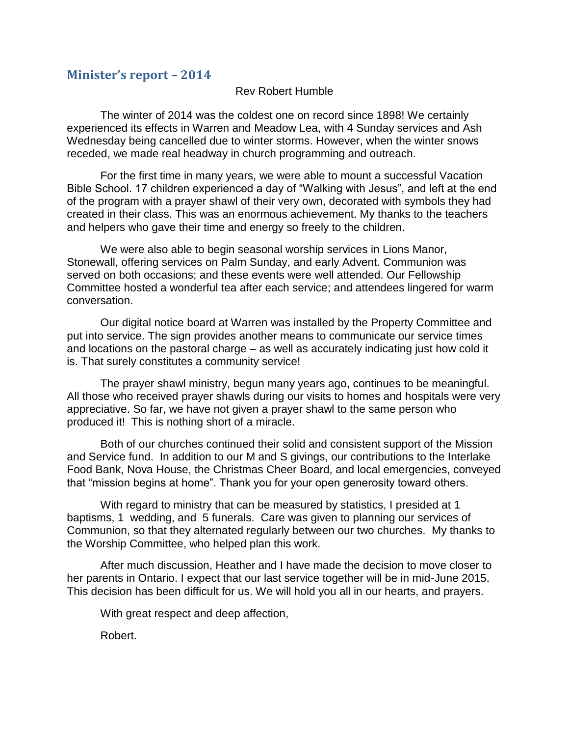## Minister's report – 2014

Rev Robert Humble

The winter of 2014 was the coldest one on record since 1898! We certainly experienced its effects in Warren and Meadow Lea, with 4 Sunday services and Ash Wednesday being cancelled due to winter storms. However, when the winter snows receded, we made real headway in church programming and outreach.

For the first time in many years, we were able to mount a successful Vacation Bible School. 17 children experienced a day of "Walking with Jesus", and left at the end of the program with a prayer shawl of their very own, decorated with symbols they had created in their class. This was an enormous achievement. My thanks to the teachers and helpers who gave their time and energy so freely to the children.

We were also able to begin seasonal worship services in Lions Manor, Stonewall, offering services on Palm Sunday, and early Advent. Communion was served on both occasions; and these events were well attended. Our Fellowship Committee hosted a wonderful tea after each service; and attendees lingered for warm conversation.

Our digital notice board at Warren was installed by the Property Committee and put into service. The sign provides another means to communicate our service times and locations on the pastoral charge – as well as accurately indicating just how cold it is. That surely constitutes a community service!

The prayer shawl ministry, begun many years ago, continues to be meaningful. All those who received prayer shawls during our visits to homes and hospitals were very appreciative. So far, we have not given a prayer shawl to the same person who produced it! This is nothing short of a miracle.

Both of our churches continued their solid and consistent support of the Mission and Service fund. In addition to our M and S givings, our contributions to the Interlake Food Bank, Nova House, the Christmas Cheer Board, and local emergencies, conveyed that "mission begins at home". Thank you for your open generosity toward others.

With regard to ministry that can be measured by statistics, I presided at 1 baptisms, 1 wedding, and 5 funerals. Care was given to planning our services of Communion, so that they alternated regularly between our two churches. My thanks to the Worship Committee, who helped plan this work.

After much discussion, Heather and I have made the decision to move closer to her parents in Ontario. I expect that our last service together will be in mid-June 2015. This decision has been difficult for us. We will hold you all in our hearts, and prayers.

With great respect and deep affection,

Robert.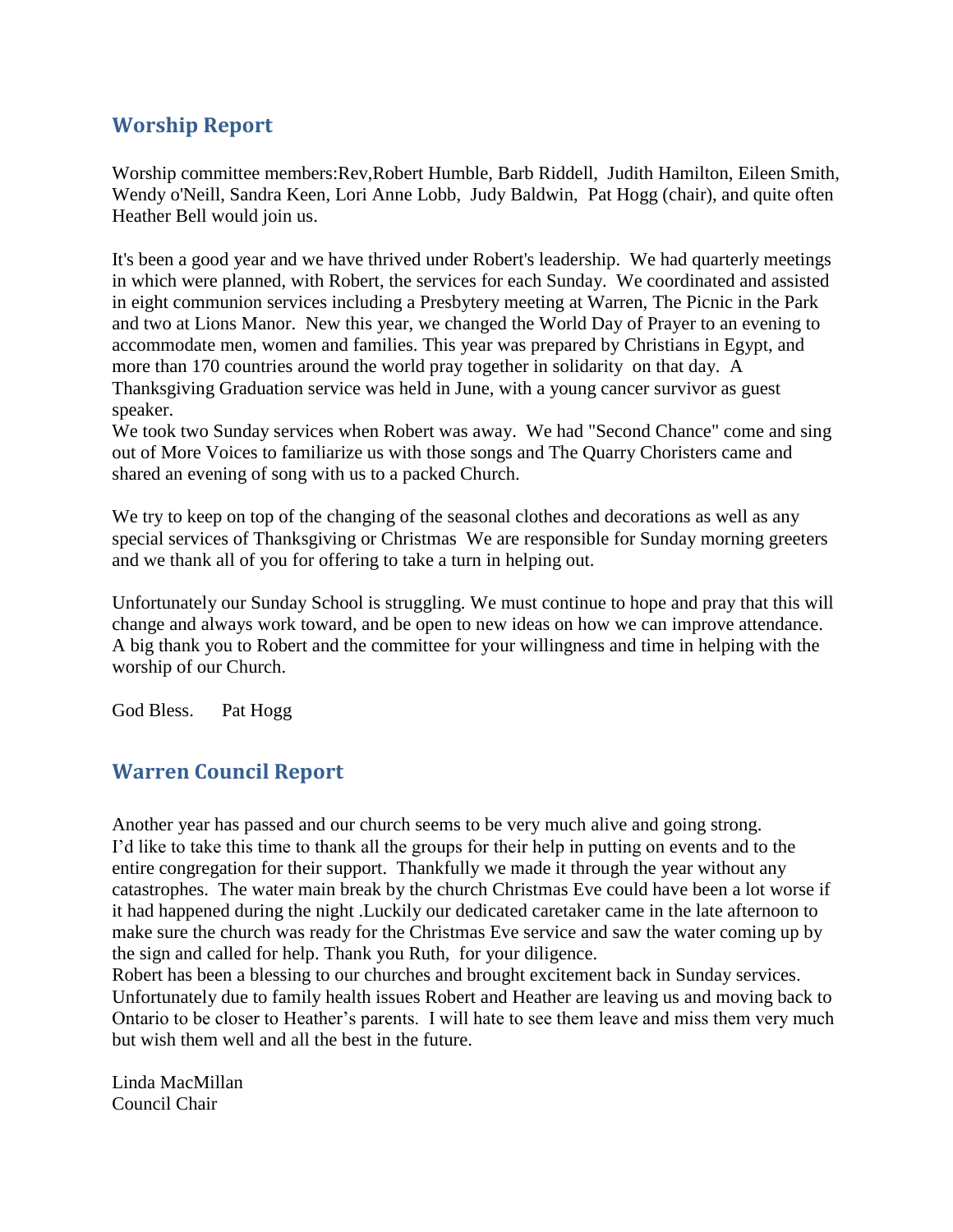## Worship Report

Worship committee members:Rev,Robert Humble, Barb Riddell, Judith Hamilton, Eileen Smith, Wendy o'Neill, Sandra Keen, Lori Anne Lobb, Judy Baldwin, Pat Hogg (chair), and quite often Heather Bell would join us.

It's been a good year and we have thrived under Robert's leadership. We had quarterly meetings in which were planned, with Robert, the services for each Sunday. We coordinated and assisted in eight communion services including a Presbytery meeting at Warren, The Picnic in the Park and two at Lions Manor. New this year, we changed the World Day of Prayer to an evening to accommodate men, women and families. This year was prepared by Christians in Egypt, and more than 170 countries around the world pray together in solidarity on that day. A Thanksgiving Graduation service was held in June, with a young cancer survivor as guest speaker.
We took two Sunday services when Robert was away. We had "Second Chance" come and sing out of More Voices to familiarize us with those songs and The Quarry Choristers came and shared an evening of song with us to a packed Church.

We try to keep on top of the changing of the seasonal clothes and decorations as well as any special services of Thanksgiving or Christmas We are responsible for Sunday morning greeters and we thank all of you for offering to take a turn in helping out.

Unfortunately our Sunday School is struggling. We must continue to hope and pray that this will change and always work toward, and be open to new ideas on how we can improve attendance. A big thank you to Robert and the committee for your willingness and time in helping with the worship of our Church.

God Bless. Pat Hogg

## Warren Council Report

Another year has passed and our church seems to be very much alive and going strong.
I'd like to take this time to thank all the groups for their help in putting on events and to the entire congregation for their support. Thankfully we made it through the year without any catastrophes. The water main break by the church Christmas Eve could have been a lot worse if it had happened during the night .Luckily our dedicated caretaker came in the late afternoon to make sure the church was ready for the Christmas Eve service and saw the water coming up by the sign and called for help. Thank you Ruth, for your diligence.
Robert has been a blessing to our churches and brought excitement back in Sunday services. Unfortunately due to family health issues Robert and Heather are leaving us and moving back to Ontario to be closer to Heather's parents. I will hate to see them leave and miss them very much but wish them well and all the best in the future.

Linda MacMillan
Council Chair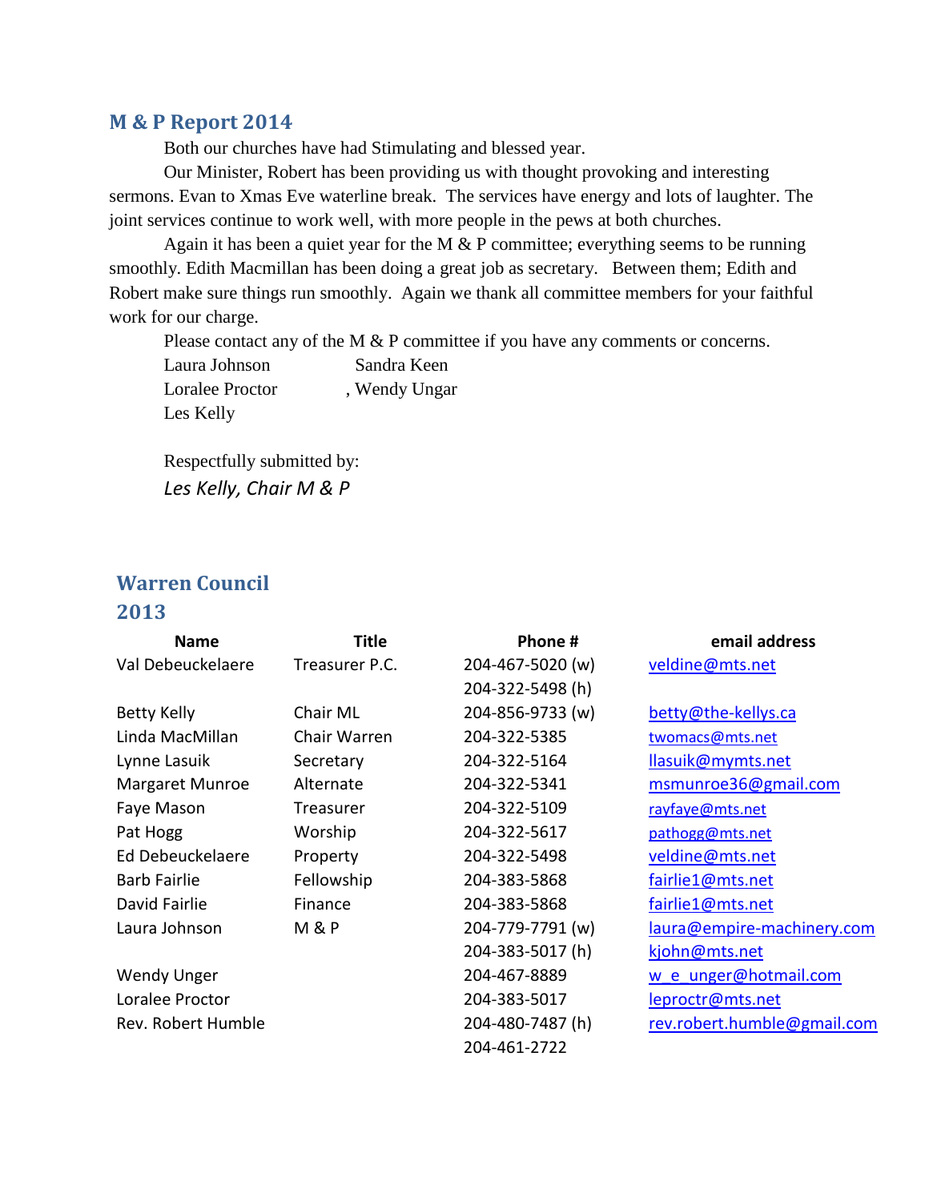## M & P Report 2014

Both our churches have had Stimulating and blessed year.

Our Minister, Robert has been providing us with thought provoking and interesting sermons. Evan to Xmas Eve waterline break. The services have energy and lots of laughter. The joint services continue to work well, with more people in the pews at both churches.

Again it has been a quiet year for the M & P committee; everything seems to be running smoothly. Edith Macmillan has been doing a great job as secretary. Between them; Edith and Robert make sure things run smoothly. Again we thank all committee members for your faithful work for our charge.

Please contact any of the M & P committee if you have any comments or concerns.

Laura Johnson Sandra Keen
Loralee Proctor , Wendy Ungar
Les Kelly

Respectfully submitted by:
*Les Kelly, Chair M & P*

## Warren Council 2013

| Name | Title | Phone # | email address |
|---|---|---|---|
| Val Debeuckelaere | Treasurer P.C. | 204-467-5020 (w)<br>204-322-5498 (h) | veldine@mts.net |
| Betty Kelly | Chair ML | 204-856-9733 (w) | betty@the-kellys.ca |
| Linda MacMillan | Chair Warren | 204-322-5385 | twomacs@mts.net |
| Lynne Lasuik | Secretary | 204-322-5164 | llasuik@mymts.net |
| Margaret Munroe | Alternate | 204-322-5341 | msmunroe36@gmail.com |
| Faye Mason | Treasurer | 204-322-5109 | rayfaye@mts.net |
| Pat Hogg | Worship | 204-322-5617 | pathogg@mts.net |
| Ed Debeuckelaere | Property | 204-322-5498 | veldine@mts.net |
| Barb Fairlie | Fellowship | 204-383-5868 | fairlie1@mts.net |
| David Fairlie | Finance | 204-383-5868 | fairlie1@mts.net |
| Laura Johnson | M & P | 204-779-7791 (w)<br>204-383-5017 (h) | laura@empire-machinery.com<br>kjohn@mts.net |
| Wendy Unger | | 204-467-8889 | w_e_unger@hotmail.com |
| Loralee Proctor | | 204-383-5017 | leproctr@mts.net |
| Rev. Robert Humble | | 204-480-7487 (h)<br>204-461-2722 | rev.robert.humble@gmail.com |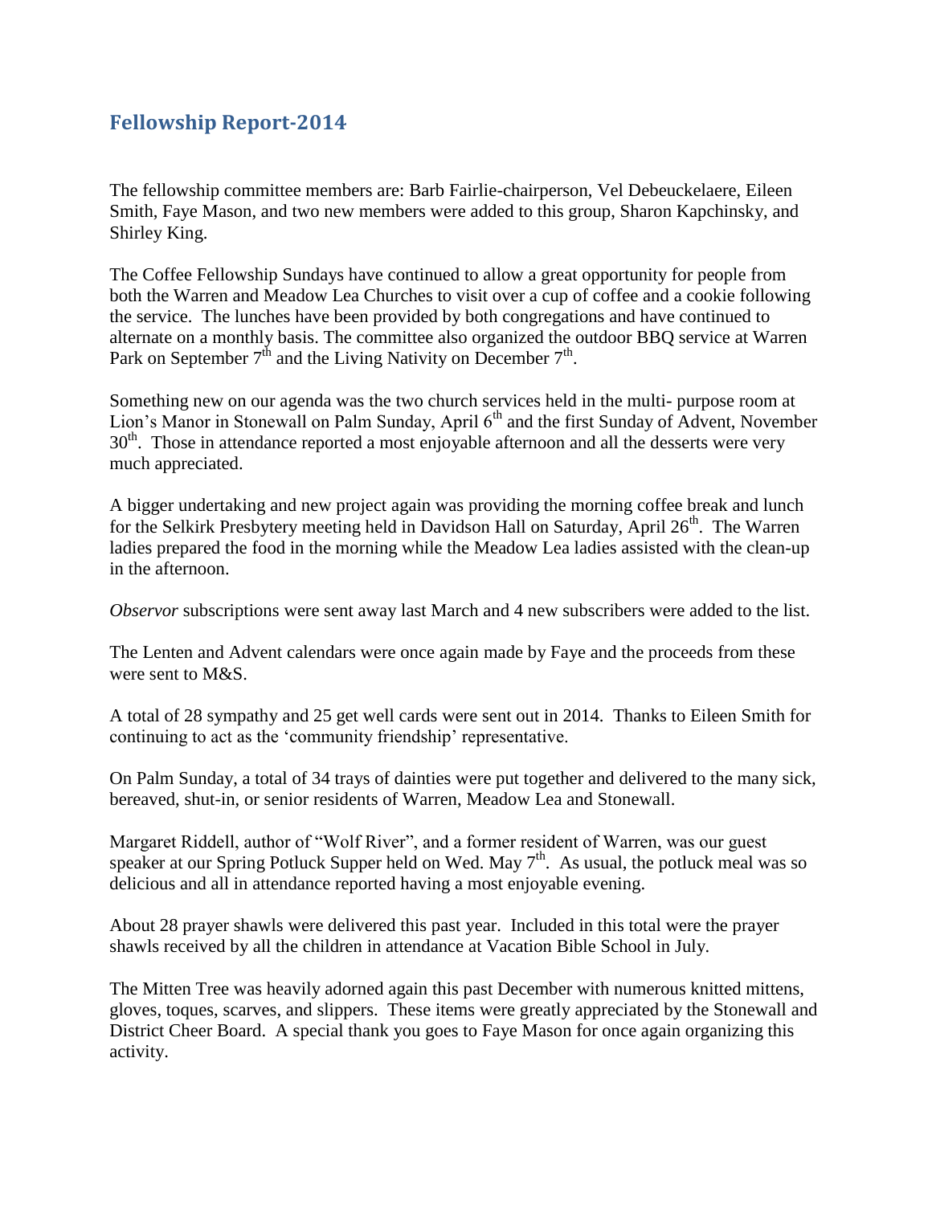## Fellowship Report-2014

The fellowship committee members are: Barb Fairlie-chairperson, Vel Debeuckelaere, Eileen Smith, Faye Mason, and two new members were added to this group, Sharon Kapchinsky, and Shirley King.

The Coffee Fellowship Sundays have continued to allow a great opportunity for people from both the Warren and Meadow Lea Churches to visit over a cup of coffee and a cookie following the service. The lunches have been provided by both congregations and have continued to alternate on a monthly basis. The committee also organized the outdoor BBQ service at Warren Park on September 7th and the Living Nativity on December 7th.

Something new on our agenda was the two church services held in the multi- purpose room at Lion's Manor in Stonewall on Palm Sunday, April 6th and the first Sunday of Advent, November 30th. Those in attendance reported a most enjoyable afternoon and all the desserts were very much appreciated.

A bigger undertaking and new project again was providing the morning coffee break and lunch for the Selkirk Presbytery meeting held in Davidson Hall on Saturday, April 26th. The Warren ladies prepared the food in the morning while the Meadow Lea ladies assisted with the clean-up in the afternoon.

*Observor* subscriptions were sent away last March and 4 new subscribers were added to the list.

The Lenten and Advent calendars were once again made by Faye and the proceeds from these were sent to M&S.

A total of 28 sympathy and 25 get well cards were sent out in 2014. Thanks to Eileen Smith for continuing to act as the 'community friendship' representative.

On Palm Sunday, a total of 34 trays of dainties were put together and delivered to the many sick, bereaved, shut-in, or senior residents of Warren, Meadow Lea and Stonewall.

Margaret Riddell, author of "Wolf River", and a former resident of Warren, was our guest speaker at our Spring Potluck Supper held on Wed. May 7th. As usual, the potluck meal was so delicious and all in attendance reported having a most enjoyable evening.

About 28 prayer shawls were delivered this past year. Included in this total were the prayer shawls received by all the children in attendance at Vacation Bible School in July.

The Mitten Tree was heavily adorned again this past December with numerous knitted mittens, gloves, toques, scarves, and slippers. These items were greatly appreciated by the Stonewall and District Cheer Board. A special thank you goes to Faye Mason for once again organizing this activity.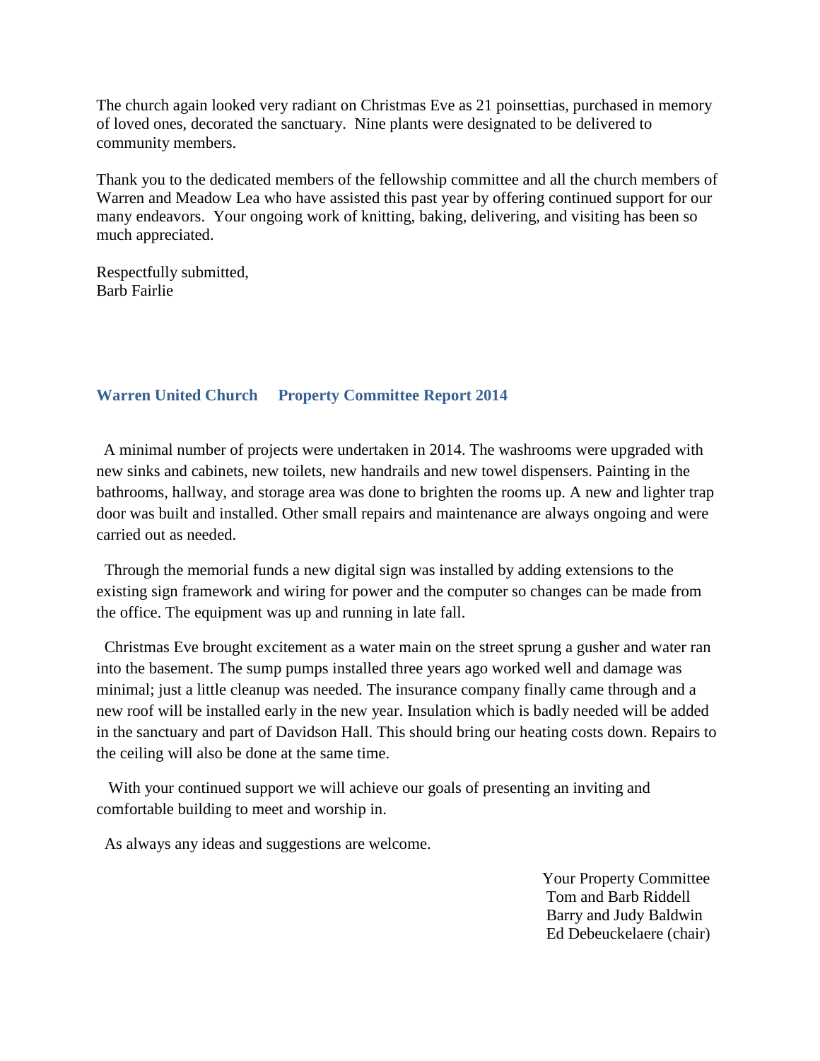The church again looked very radiant on Christmas Eve as 21 poinsettias, purchased in memory of loved ones, decorated the sanctuary. Nine plants were designated to be delivered to community members.

Thank you to the dedicated members of the fellowship committee and all the church members of Warren and Meadow Lea who have assisted this past year by offering continued support for our many endeavors. Your ongoing work of knitting, baking, delivering, and visiting has been so much appreciated.

Respectfully submitted,
Barb Fairlie

## Warren United Church Property Committee Report 2014

A minimal number of projects were undertaken in 2014. The washrooms were upgraded with new sinks and cabinets, new toilets, new handrails and new towel dispensers. Painting in the bathrooms, hallway, and storage area was done to brighten the rooms up. A new and lighter trap door was built and installed. Other small repairs and maintenance are always ongoing and were carried out as needed.

Through the memorial funds a new digital sign was installed by adding extensions to the existing sign framework and wiring for power and the computer so changes can be made from the office. The equipment was up and running in late fall.

Christmas Eve brought excitement as a water main on the street sprung a gusher and water ran into the basement. The sump pumps installed three years ago worked well and damage was minimal; just a little cleanup was needed. The insurance company finally came through and a new roof will be installed early in the new year. Insulation which is badly needed will be added in the sanctuary and part of Davidson Hall. This should bring our heating costs down. Repairs to the ceiling will also be done at the same time.

With your continued support we will achieve our goals of presenting an inviting and comfortable building to meet and worship in.

As always any ideas and suggestions are welcome.

Your Property Committee
Tom and Barb Riddell
Barry and Judy Baldwin
Ed Debeuckelaere (chair)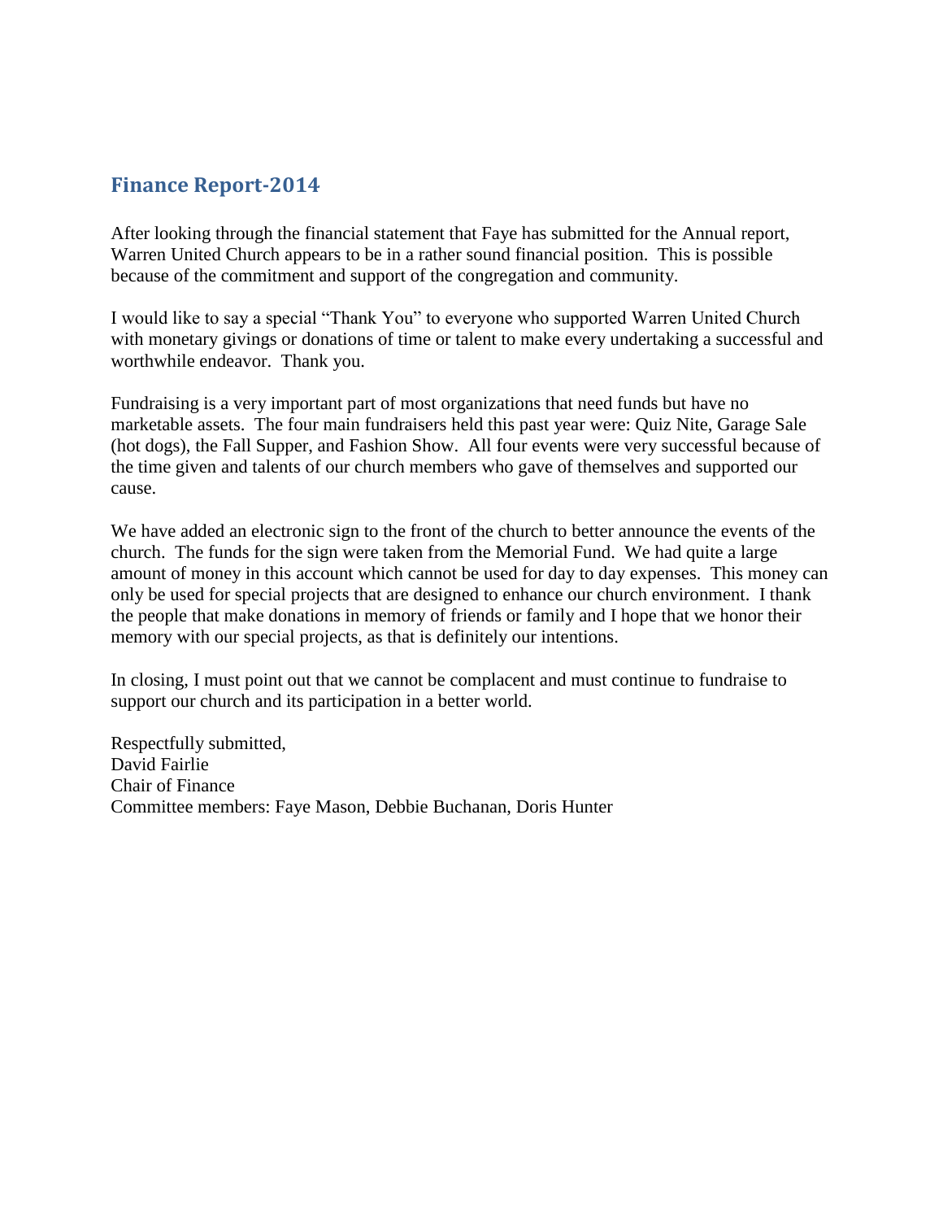## Finance Report-2014

After looking through the financial statement that Faye has submitted for the Annual report, Warren United Church appears to be in a rather sound financial position. This is possible because of the commitment and support of the congregation and community.

I would like to say a special "Thank You" to everyone who supported Warren United Church with monetary givings or donations of time or talent to make every undertaking a successful and worthwhile endeavor. Thank you.

Fundraising is a very important part of most organizations that need funds but have no marketable assets. The four main fundraisers held this past year were: Quiz Nite, Garage Sale (hot dogs), the Fall Supper, and Fashion Show. All four events were very successful because of the time given and talents of our church members who gave of themselves and supported our cause.

We have added an electronic sign to the front of the church to better announce the events of the church. The funds for the sign were taken from the Memorial Fund. We had quite a large amount of money in this account which cannot be used for day to day expenses. This money can only be used for special projects that are designed to enhance our church environment. I thank the people that make donations in memory of friends or family and I hope that we honor their memory with our special projects, as that is definitely our intentions.

In closing, I must point out that we cannot be complacent and must continue to fundraise to support our church and its participation in a better world.

Respectfully submitted,
David Fairlie
Chair of Finance
Committee members: Faye Mason, Debbie Buchanan, Doris Hunter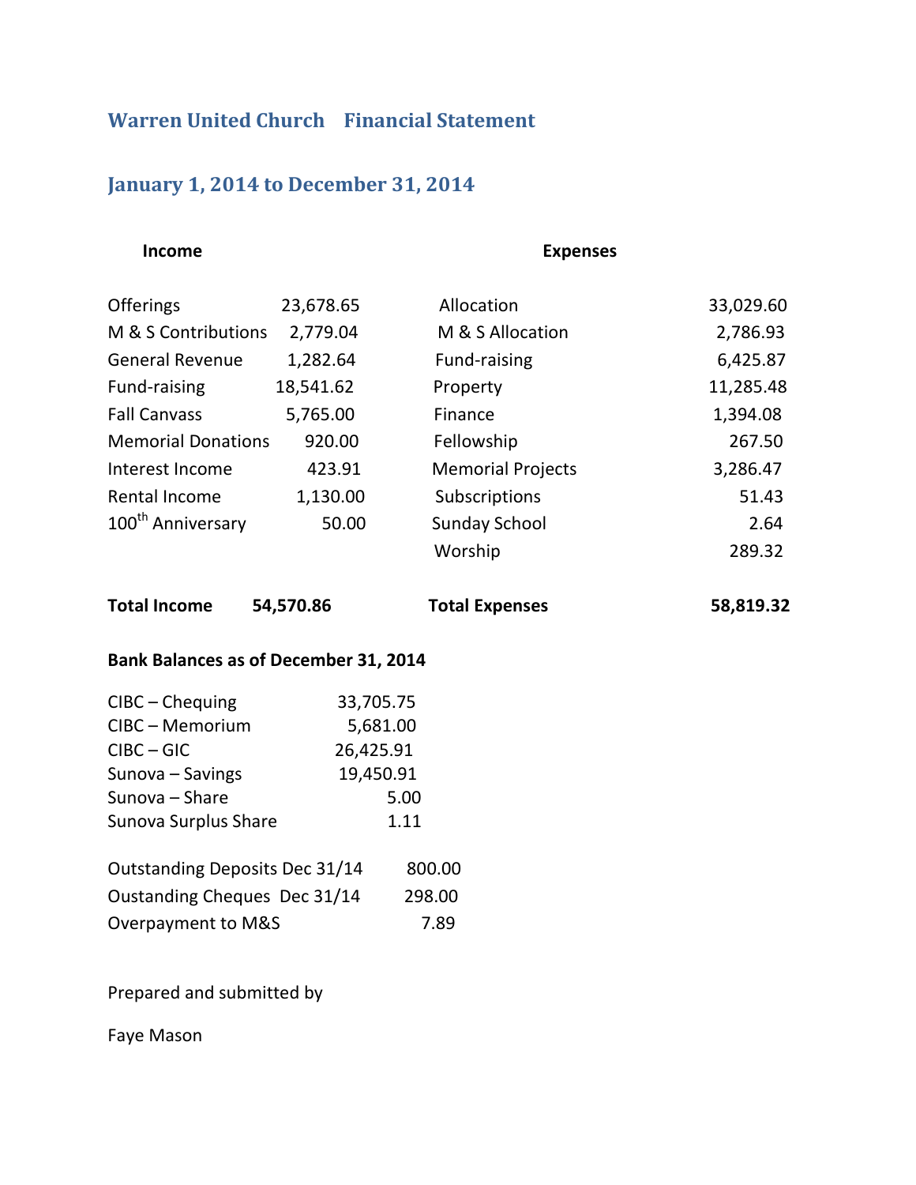## Warren United Church Financial Statement

## January 1, 2014 to December 31, 2014

| Income | | Expenses | |
|---|---|---|---|
| Offerings | 23,678.65 | Allocation | 33,029.60 |
| M & S Contributions | 2,779.04 | M & S Allocation | 2,786.93 |
| General Revenue | 1,282.64 | Fund-raising | 6,425.87 |
| Fund-raising | 18,541.62 | Property | 11,285.48 |
| Fall Canvass | 5,765.00 | Finance | 1,394.08 |
| Memorial Donations | 920.00 | Fellowship | 267.50 |
| Interest Income | 423.91 | Memorial Projects | 3,286.47 |
| Rental Income | 1,130.00 | Subscriptions | 51.43 |
| 100th Anniversary | 50.00 | Sunday School | 2.64 |
| | | Worship | 289.32 |
| **Total Income** | **54,570.86** | **Total Expenses** | **58,819.32** |

**Bank Balances as of December 31, 2014**

| | |
|---|---|
| CIBC – Chequing | 33,705.75 |
| CIBC – Memorium | 5,681.00 |
| CIBC – GIC | 26,425.91 |
| Sunova – Savings | 19,450.91 |
| Sunova – Share | 5.00 |
| Sunova Surplus Share | 1.11 |

| | |
|---|---|
| Outstanding Deposits Dec 31/14 | 800.00 |
| Oustanding Cheques Dec 31/14 | 298.00 |
| Overpayment to M&S | 7.89 |

Prepared and submitted by

Faye Mason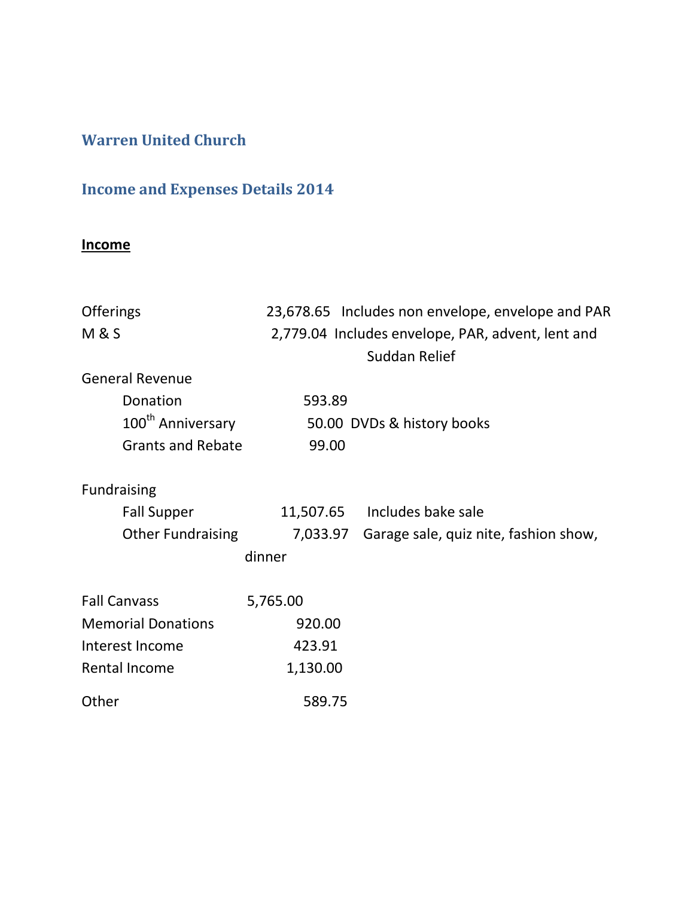## Warren United Church

## Income and Expenses Details 2014

**Income**

| | | |
|---|---|---|
| Offerings | 23,678.65 | Includes non envelope, envelope and PAR |
| M & S | 2,779.04 | Includes envelope, PAR, advent, lent and Suddan Relief |
| General Revenue | | |
| Donation | 593.89 | |
| 100th Anniversary | 50.00 | DVDs & history books |
| Grants and Rebate | 99.00 | |
| Fundraising | | |
| Fall Supper | 11,507.65 | Includes bake sale |
| Other Fundraising | 7,033.97 | Garage sale, quiz nite, fashion show, dinner |
| Fall Canvass | 5,765.00 | |
| Memorial Donations | 920.00 | |
| Interest Income | 423.91 | |
| Rental Income | 1,130.00 | |
| Other | 589.75 | |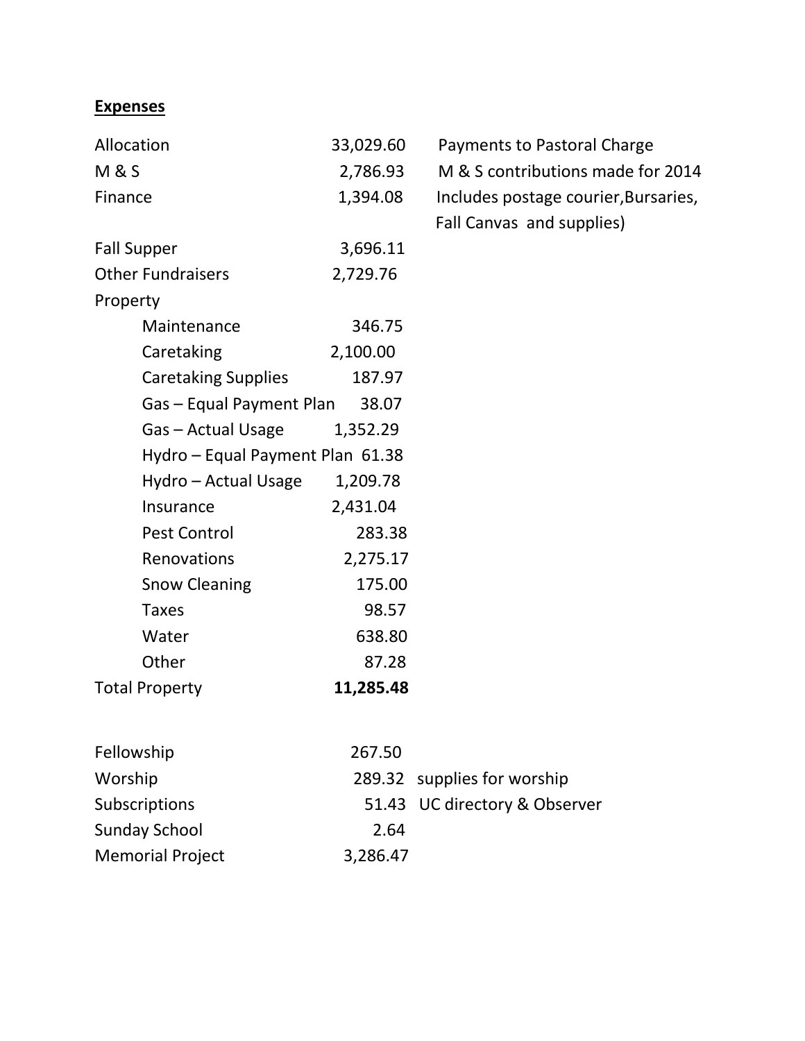**Expenses**

| | | |
|---|---|---|
| Allocation | 33,029.60 | Payments to Pastoral Charge |
| M & S | 2,786.93 | M & S contributions made for 2014 |
| Finance | 1,394.08 | Includes postage courier,Bursaries, Fall Canvas and supplies) |
| Fall Supper | 3,696.11 | |
| Other Fundraisers | 2,729.76 | |
| Property | | |
| Maintenance | 346.75 | |
| Caretaking | 2,100.00 | |
| Caretaking Supplies | 187.97 | |
| Gas – Equal Payment Plan | 38.07 | |
| Gas – Actual Usage | 1,352.29 | |
| Hydro – Equal Payment Plan | 61.38 | |
| Hydro – Actual Usage | 1,209.78 | |
| Insurance | 2,431.04 | |
| Pest Control | 283.38 | |
| Renovations | 2,275.17 | |
| Snow Cleaning | 175.00 | |
| Taxes | 98.57 | |
| Water | 638.80 | |
| Other | 87.28 | |
| Total Property | **11,285.48** | |

| | | |
|---|---|---|
| Fellowship | 267.50 | |
| Worship | 289.32 | supplies for worship |
| Subscriptions | 51.43 | UC directory & Observer |
| Sunday School | 2.64 | |
| Memorial Project | 3,286.47 | |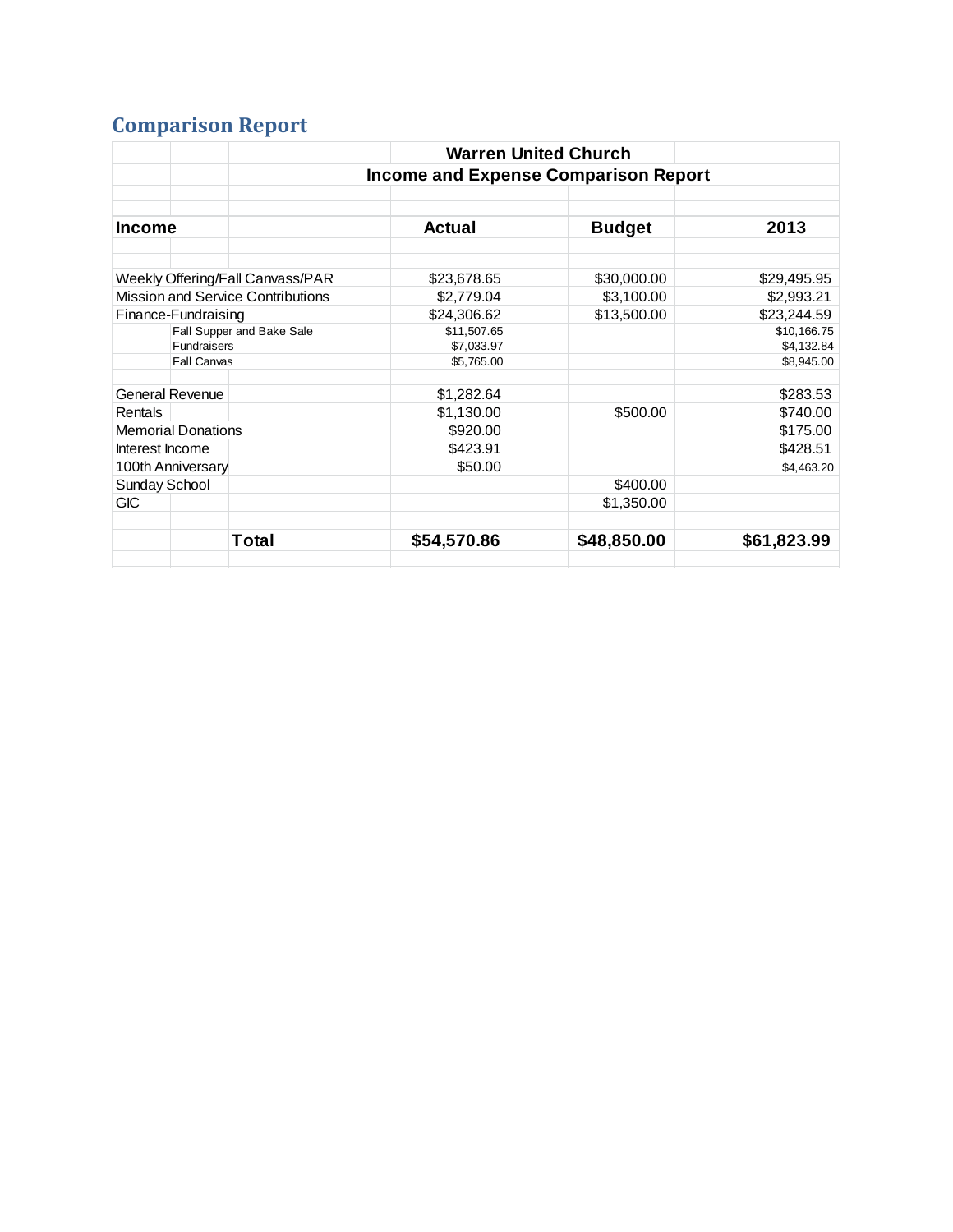## Comparison Report

| | Warren United Church | | |
|---|---|---|---|
| | Income and Expense Comparison Report | | |
| **Income** | **Actual** | **Budget** | **2013** |
| Weekly Offering/Fall Canvass/PAR | $23,678.65 | $30,000.00 | $29,495.95 |
| Mission and Service Contributions | $2,779.04 | $3,100.00 | $2,993.21 |
| Finance-Fundraising | $24,306.62 | $13,500.00 | $23,244.59 |
| Fall Supper and Bake Sale | $11,507.65 | | $10,166.75 |
| Fundraisers | $7,033.97 | | $4,132.84 |
| Fall Canvas | $5,765.00 | | $8,945.00 |
| General Revenue | $1,282.64 | | $283.53 |
| Rentals | $1,130.00 | $500.00 | $740.00 |
| Memorial Donations | $920.00 | | $175.00 |
| Interest Income | $423.91 | | $428.51 |
| 100th Anniversary | $50.00 | | $4,463.20 |
| Sunday School | | $400.00 | |
| GIC | | $1,350.00 | |
| **Total** | **$54,570.86** | **$48,850.00** | **$61,823.99** |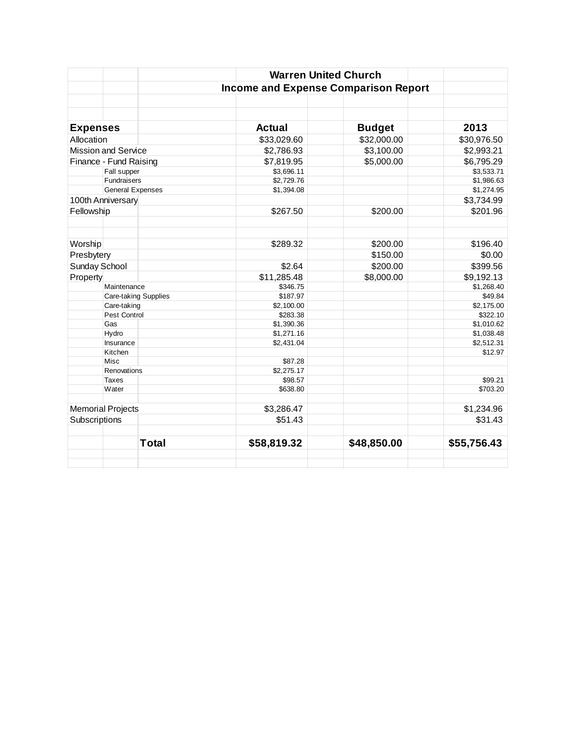## Warren United Church

### Income and Expense Comparison Report

| Expenses | Actual | Budget | 2013 |
|---|---|---|---|
| Allocation | $33,029.60 | $32,000.00 | $30,976.50 |
| Mission and Service | $2,786.93 | $3,100.00 | $2,993.21 |
| Finance - Fund Raising | $7,819.95 | $5,000.00 | $6,795.29 |
| Fall supper | $3,696.11 | | $3,533.71 |
| Fundraisers | $2,729.76 | | $1,986.63 |
| General Expenses | $1,394.08 | | $1,274.95 |
| 100th Anniversary | | | $3,734.99 |
| Fellowship | $267.50 | $200.00 | $201.96 |
| | | | |
| | | | |
| Worship | $289.32 | $200.00 | $196.40 |
| Presbytery | | $150.00 | $0.00 |
| Sunday School | $2.64 | $200.00 | $399.56 |
| Property | $11,285.48 | $8,000.00 | $9,192.13 |
| Maintenance | $346.75 | | $1,268.40 |
| Care-taking Supplies | $187.97 | | $49.84 |
| Care-taking | $2,100.00 | | $2,175.00 |
| Pest Control | $283.38 | | $322.10 |
| Gas | $1,390.36 | | $1,010.62 |
| Hydro | $1,271.16 | | $1,038.48 |
| Insurance | $2,431.04 | | $2,512.31 |
| Kitchen | | | $12.97 |
| Misc | $87.28 | | |
| Renovations | $2,275.17 | | |
| Taxes | $98.57 | | $99.21 |
| Water | $638.80 | | $703.20 |
| | | | |
| Memorial Projects | $3,286.47 | | $1,234.96 |
| Subscriptions | $51.43 | | $31.43 |
| | | | |
| **Total** | **$58,819.32** | **$48,850.00** | **$55,756.43** |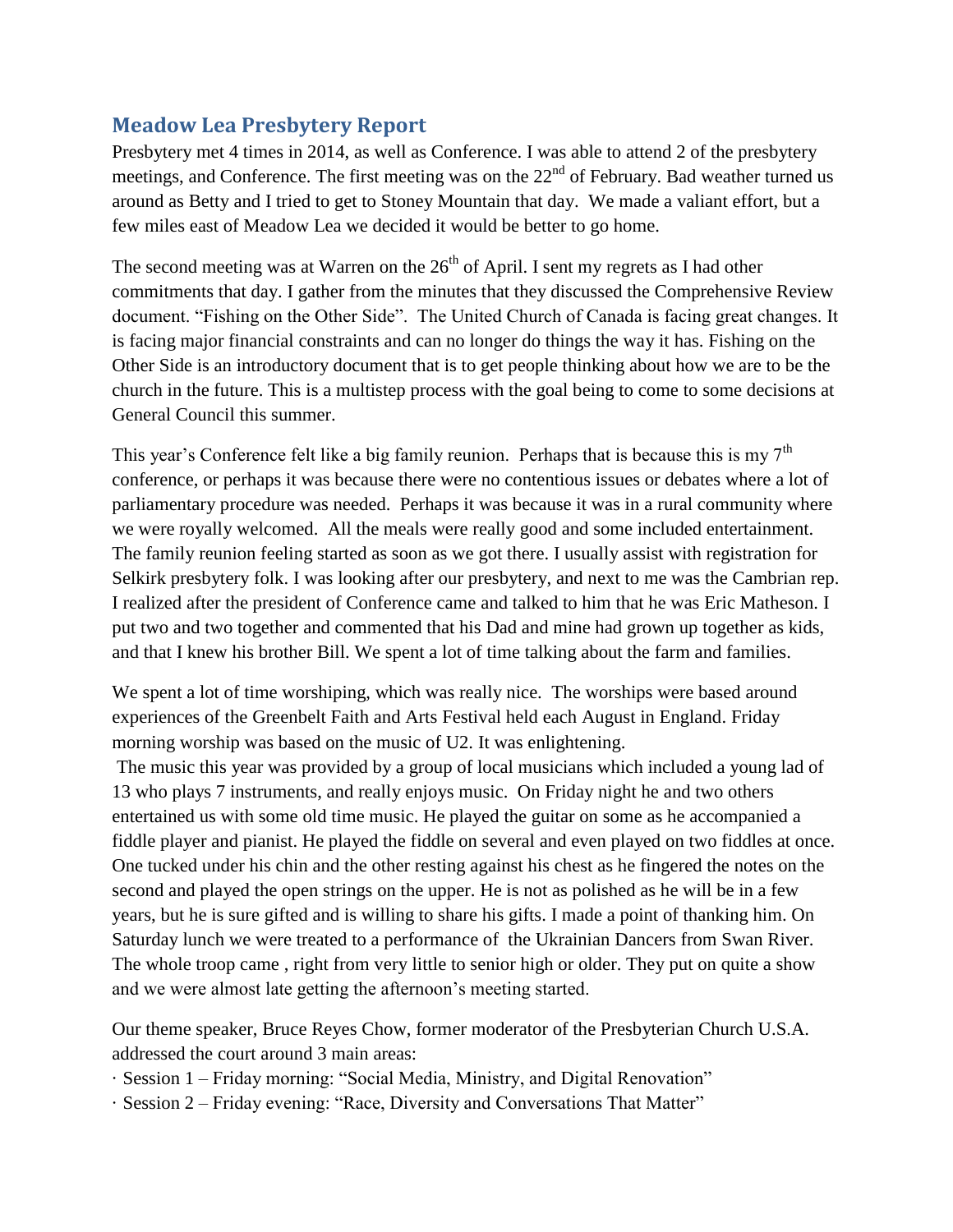## Meadow Lea Presbytery Report

Presbytery met 4 times in 2014, as well as Conference. I was able to attend 2 of the presbytery meetings, and Conference. The first meeting was on the 22nd of February. Bad weather turned us around as Betty and I tried to get to Stoney Mountain that day. We made a valiant effort, but a few miles east of Meadow Lea we decided it would be better to go home.

The second meeting was at Warren on the 26th of April. I sent my regrets as I had other commitments that day. I gather from the minutes that they discussed the Comprehensive Review document. "Fishing on the Other Side". The United Church of Canada is facing great changes. It is facing major financial constraints and can no longer do things the way it has. Fishing on the Other Side is an introductory document that is to get people thinking about how we are to be the church in the future. This is a multistep process with the goal being to come to some decisions at General Council this summer.

This year's Conference felt like a big family reunion. Perhaps that is because this is my 7th conference, or perhaps it was because there were no contentious issues or debates where a lot of parliamentary procedure was needed. Perhaps it was because it was in a rural community where we were royally welcomed. All the meals were really good and some included entertainment. The family reunion feeling started as soon as we got there. I usually assist with registration for Selkirk presbytery folk. I was looking after our presbytery, and next to me was the Cambrian rep. I realized after the president of Conference came and talked to him that he was Eric Matheson. I put two and two together and commented that his Dad and mine had grown up together as kids, and that I knew his brother Bill. We spent a lot of time talking about the farm and families.

We spent a lot of time worshiping, which was really nice. The worships were based around experiences of the Greenbelt Faith and Arts Festival held each August in England. Friday morning worship was based on the music of U2. It was enlightening.

The music this year was provided by a group of local musicians which included a young lad of 13 who plays 7 instruments, and really enjoys music. On Friday night he and two others entertained us with some old time music. He played the guitar on some as he accompanied a fiddle player and pianist. He played the fiddle on several and even played on two fiddles at once. One tucked under his chin and the other resting against his chest as he fingered the notes on the second and played the open strings on the upper. He is not as polished as he will be in a few years, but he is sure gifted and is willing to share his gifts. I made a point of thanking him. On Saturday lunch we were treated to a performance of the Ukrainian Dancers from Swan River. The whole troop came , right from very little to senior high or older. They put on quite a show and we were almost late getting the afternoon's meeting started.

Our theme speaker, Bruce Reyes Chow, former moderator of the Presbyterian Church U.S.A. addressed the court around 3 main areas:

- Session 1 – Friday morning: "Social Media, Ministry, and Digital Renovation"
- Session 2 – Friday evening: "Race, Diversity and Conversations That Matter"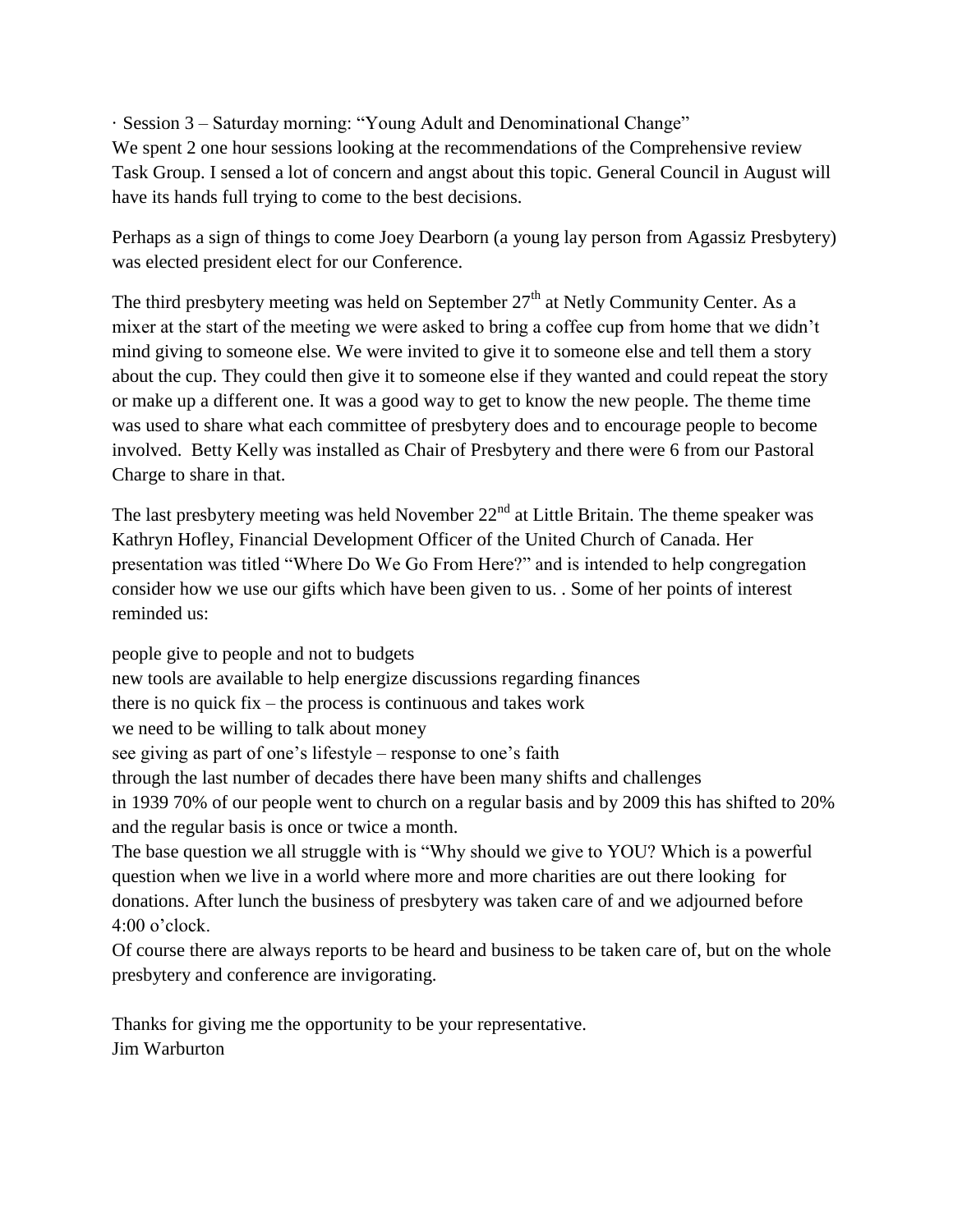· Session 3 – Saturday morning: "Young Adult and Denominational Change"
We spent 2 one hour sessions looking at the recommendations of the Comprehensive review Task Group. I sensed a lot of concern and angst about this topic. General Council in August will have its hands full trying to come to the best decisions.

Perhaps as a sign of things to come Joey Dearborn (a young lay person from Agassiz Presbytery) was elected president elect for our Conference.

The third presbytery meeting was held on September 27th at Netly Community Center. As a mixer at the start of the meeting we were asked to bring a coffee cup from home that we didn't mind giving to someone else. We were invited to give it to someone else and tell them a story about the cup. They could then give it to someone else if they wanted and could repeat the story or make up a different one. It was a good way to get to know the new people. The theme time was used to share what each committee of presbytery does and to encourage people to become involved. Betty Kelly was installed as Chair of Presbytery and there were 6 from our Pastoral Charge to share in that.

The last presbytery meeting was held November 22nd at Little Britain. The theme speaker was Kathryn Hofley, Financial Development Officer of the United Church of Canada. Her presentation was titled "Where Do We Go From Here?" and is intended to help congregation consider how we use our gifts which have been given to us. . Some of her points of interest reminded us:

people give to people and not to budgets
new tools are available to help energize discussions regarding finances
there is no quick fix – the process is continuous and takes work
we need to be willing to talk about money
see giving as part of one's lifestyle – response to one's faith
through the last number of decades there have been many shifts and challenges
in 1939 70% of our people went to church on a regular basis and by 2009 this has shifted to 20% and the regular basis is once or twice a month.
The base question we all struggle with is "Why should we give to YOU? Which is a powerful question when we live in a world where more and more charities are out there looking for donations. After lunch the business of presbytery was taken care of and we adjourned before 4:00 o'clock.
Of course there are always reports to be heard and business to be taken care of, but on the whole presbytery and conference are invigorating.

Thanks for giving me the opportunity to be your representative.
Jim Warburton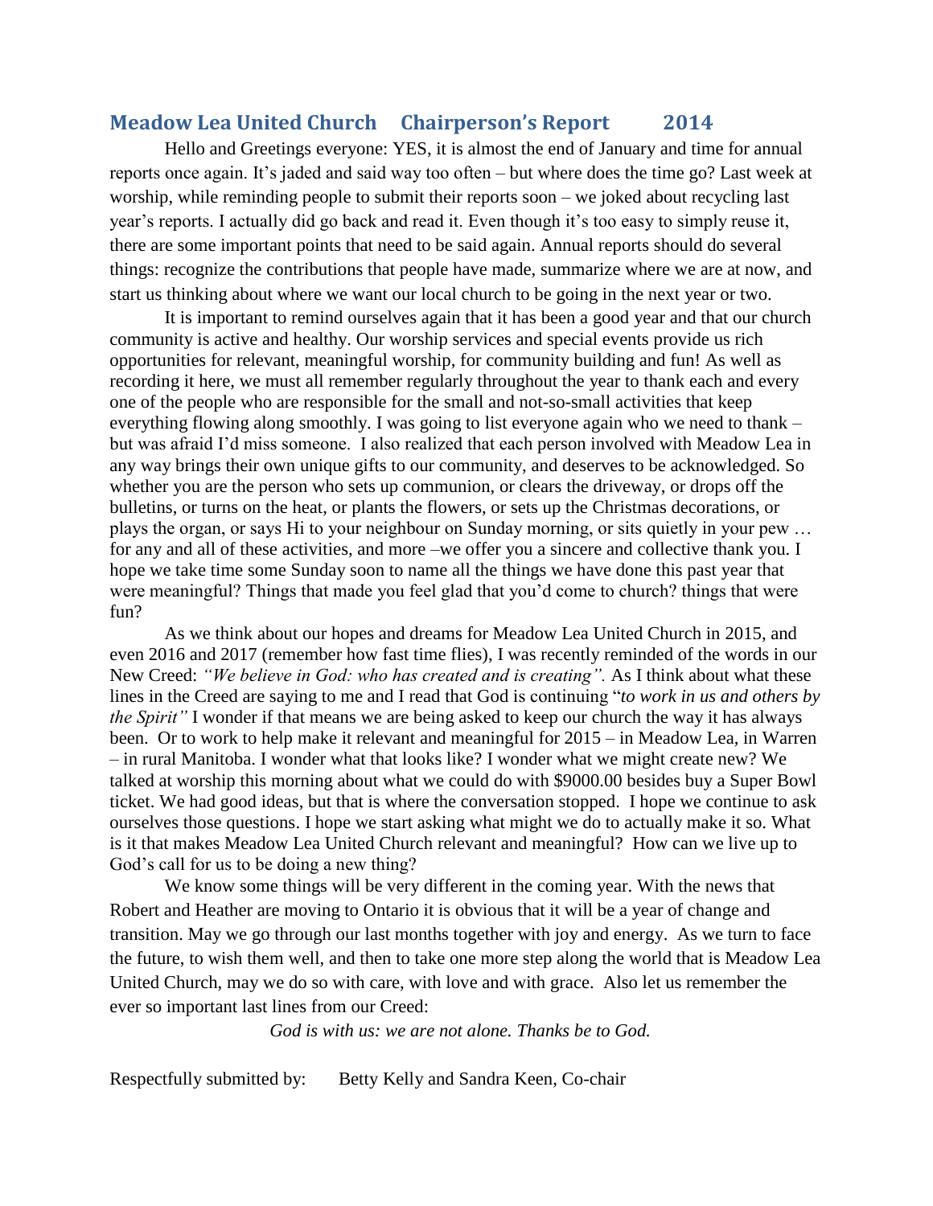## Meadow Lea United Church Chairperson's Report 2014

Hello and Greetings everyone: YES, it is almost the end of January and time for annual reports once again. It's jaded and said way too often – but where does the time go? Last week at worship, while reminding people to submit their reports soon – we joked about recycling last year's reports. I actually did go back and read it. Even though it's too easy to simply reuse it, there are some important points that need to be said again. Annual reports should do several things: recognize the contributions that people have made, summarize where we are at now, and start us thinking about where we want our local church to be going in the next year or two.

It is important to remind ourselves again that it has been a good year and that our church community is active and healthy. Our worship services and special events provide us rich opportunities for relevant, meaningful worship, for community building and fun! As well as recording it here, we must all remember regularly throughout the year to thank each and every one of the people who are responsible for the small and not-so-small activities that keep everything flowing along smoothly. I was going to list everyone again who we need to thank – but was afraid I'd miss someone. I also realized that each person involved with Meadow Lea in any way brings their own unique gifts to our community, and deserves to be acknowledged. So whether you are the person who sets up communion, or clears the driveway, or drops off the bulletins, or turns on the heat, or plants the flowers, or sets up the Christmas decorations, or plays the organ, or says Hi to your neighbour on Sunday morning, or sits quietly in your pew … for any and all of these activities, and more –we offer you a sincere and collective thank you. I hope we take time some Sunday soon to name all the things we have done this past year that were meaningful? Things that made you feel glad that you'd come to church? things that were fun?

As we think about our hopes and dreams for Meadow Lea United Church in 2015, and even 2016 and 2017 (remember how fast time flies), I was recently reminded of the words in our New Creed: *"We believe in God: who has created and is creating".* As I think about what these lines in the Creed are saying to me and I read that God is continuing "*to work in us and others by the Spirit"* I wonder if that means we are being asked to keep our church the way it has always been. Or to work to help make it relevant and meaningful for 2015 – in Meadow Lea, in Warren – in rural Manitoba. I wonder what that looks like? I wonder what we might create new? We talked at worship this morning about what we could do with $9000.00 besides buy a Super Bowl ticket. We had good ideas, but that is where the conversation stopped. I hope we continue to ask ourselves those questions. I hope we start asking what might we do to actually make it so. What is it that makes Meadow Lea United Church relevant and meaningful? How can we live up to God's call for us to be doing a new thing?

We know some things will be very different in the coming year. With the news that Robert and Heather are moving to Ontario it is obvious that it will be a year of change and transition. May we go through our last months together with joy and energy. As we turn to face the future, to wish them well, and then to take one more step along the world that is Meadow Lea United Church, may we do so with care, with love and with grace. Also let us remember the ever so important last lines from our Creed:

*God is with us: we are not alone. Thanks be to God.*

Respectfully submitted by: Betty Kelly and Sandra Keen, Co-chair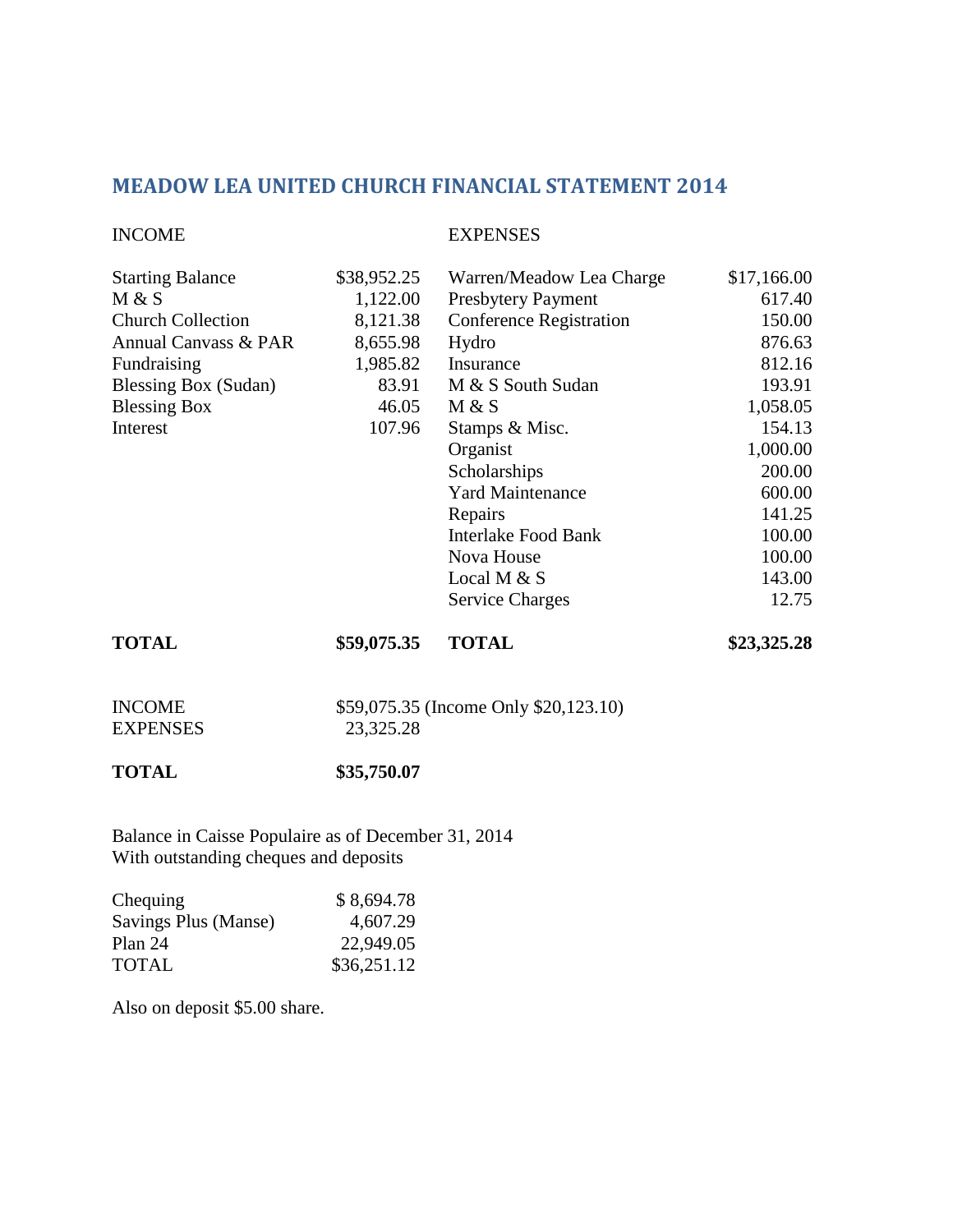## MEADOW LEA UNITED CHURCH FINANCIAL STATEMENT 2014

| INCOME | | EXPENSES | |
|---|---|---|---|
| Starting Balance | $38,952.25 | Warren/Meadow Lea Charge | $17,166.00 |
| M & S | 1,122.00 | Presbytery Payment | 617.40 |
| Church Collection | 8,121.38 | Conference Registration | 150.00 |
| Annual Canvass & PAR | 8,655.98 | Hydro | 876.63 |
| Fundraising | 1,985.82 | Insurance | 812.16 |
| Blessing Box (Sudan) | 83.91 | M & S South Sudan | 193.91 |
| Blessing Box | 46.05 | M & S | 1,058.05 |
| Interest | 107.96 | Stamps & Misc. | 154.13 |
| | | Organist | 1,000.00 |
| | | Scholarships | 200.00 |
| | | Yard Maintenance | 600.00 |
| | | Repairs | 141.25 |
| | | Interlake Food Bank | 100.00 |
| | | Nova House | 100.00 |
| | | Local M & S | 143.00 |
| | | Service Charges | 12.75 |
| **TOTAL** | **$59,075.35** | **TOTAL** | **$23,325.28** |

| | |
|---|---|
| INCOME | $59,075.35 (Income Only $20,123.10) |
| EXPENSES | 23,325.28 |
| **TOTAL** | **$35,750.07** |

Balance in Caisse Populaire as of December 31, 2014
With outstanding cheques and deposits

| | |
|---|---|
| Chequing | $ 8,694.78 |
| Savings Plus (Manse) | 4,607.29 |
| Plan 24 | 22,949.05 |
| TOTAL | $36,251.12 |

Also on deposit $5.00 share.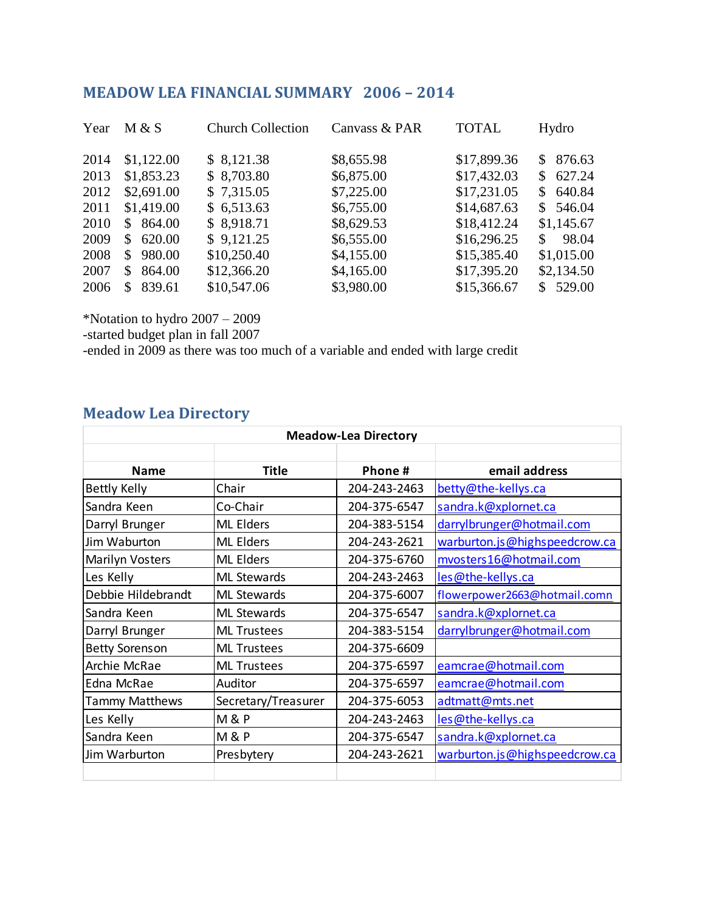## MEADOW LEA FINANCIAL SUMMARY 2006 – 2014

| Year | M & S | Church Collection | Canvass & PAR | TOTAL | Hydro |
|---|---|---|---|---|---|
| 2014 | $1,122.00 | $ 8,121.38 | $8,655.98 | $17,899.36 | $ 876.63 |
| 2013 | $1,853.23 | $ 8,703.80 | $6,875.00 | $17,432.03 | $ 627.24 |
| 2012 | $2,691.00 | $ 7,315.05 | $7,225.00 | $17,231.05 | $ 640.84 |
| 2011 | $1,419.00 | $ 6,513.63 | $6,755.00 | $14,687.63 | $ 546.04 |
| 2010 | $ 864.00 | $ 8,918.71 | $8,629.53 | $18,412.24 | $1,145.67 |
| 2009 | $ 620.00 | $ 9,121.25 | $6,555.00 | $16,296.25 | $ 98.04 |
| 2008 | $ 980.00 | $10,250.40 | $4,155.00 | $15,385.40 | $1,015.00 |
| 2007 | $ 864.00 | $12,366.20 | $4,165.00 | $17,395.20 | $2,134.50 |
| 2006 | $ 839.61 | $10,547.06 | $3,980.00 | $15,366.67 | $ 529.00 |

*Notation to hydro 2007 – 2009
-started budget plan in fall 2007
-ended in 2009 as there was too much of a variable and ended with large credit

## Meadow Lea Directory

| Meadow-Lea Directory | | | |
|---|---|---|---|
| **Name** | **Title** | **Phone #** | **email address** |
| Bettly Kelly | Chair | 204-243-2463 | betty@the-kellys.ca |
| Sandra Keen | Co-Chair | 204-375-6547 | sandra.k@xplornet.ca |
| Darryl Brunger | ML Elders | 204-383-5154 | darrylbrunger@hotmail.com |
| Jim Waburton | ML Elders | 204-243-2621 | warburton.js@highspeedcrow.ca |
| Marilyn Vosters | ML Elders | 204-375-6760 | mvosters16@hotmail.com |
| Les Kelly | ML Stewards | 204-243-2463 | les@the-kellys.ca |
| Debbie Hildebrandt | ML Stewards | 204-375-6007 | flowerpower2663@hotmail.comn |
| Sandra Keen | ML Stewards | 204-375-6547 | sandra.k@xplornet.ca |
| Darryl Brunger | ML Trustees | 204-383-5154 | darrylbrunger@hotmail.com |
| Betty Sorenson | ML Trustees | 204-375-6609 | |
| Archie McRae | ML Trustees | 204-375-6597 | eamcrae@hotmail.com |
| Edna McRae | Auditor | 204-375-6597 | eamcrae@hotmail.com |
| Tammy Matthews | Secretary/Treasurer | 204-375-6053 | adtmatt@mts.net |
| Les Kelly | M & P | 204-243-2463 | les@the-kellys.ca |
| Sandra Keen | M & P | 204-375-6547 | sandra.k@xplornet.ca |
| Jim Warburton | Presbytery | 204-243-2621 | warburton.js@highspeedcrow.ca |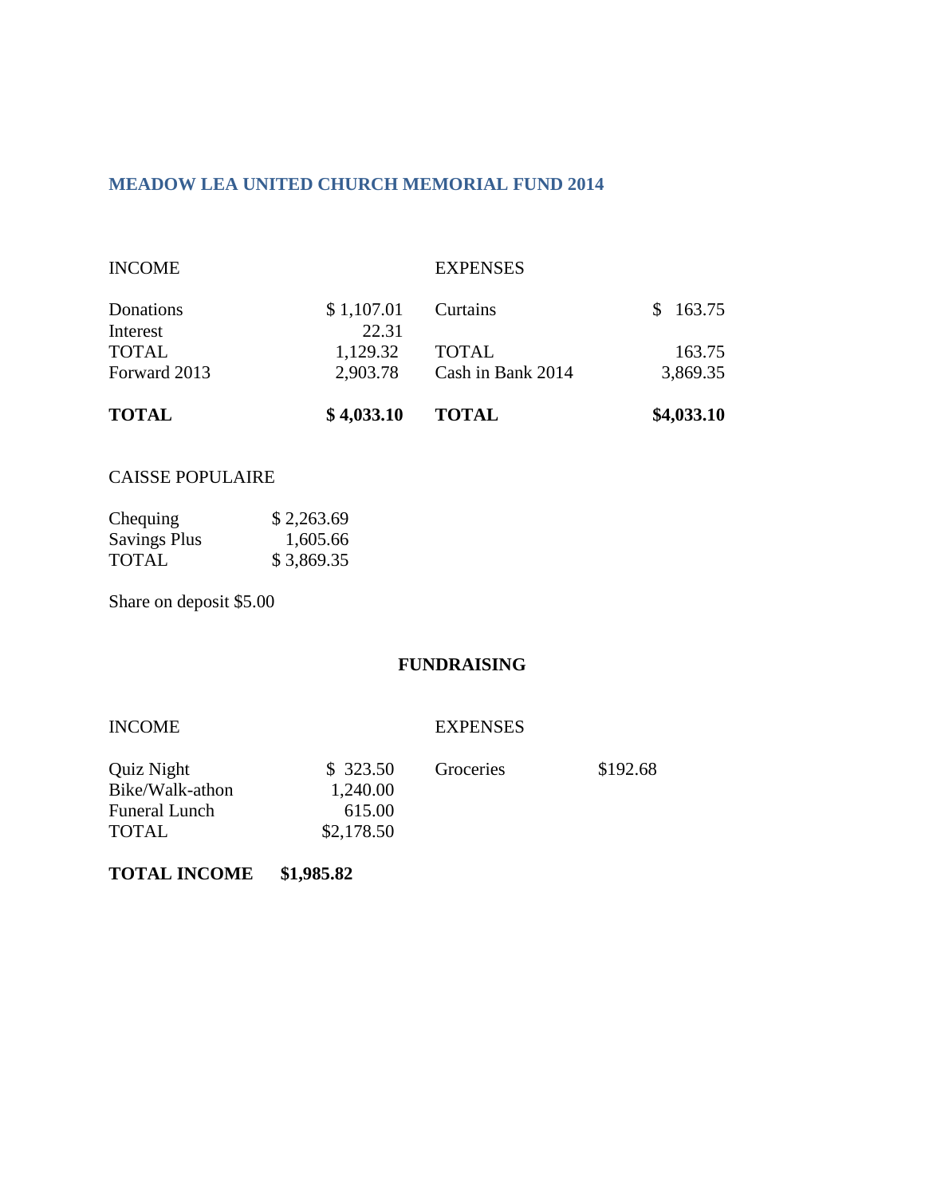## MEADOW LEA UNITED CHURCH MEMORIAL FUND 2014

| INCOME | | EXPENSES | |
|---|---|---|---|
| Donations | $ 1,107.01 | Curtains | $ 163.75 |
| Interest | 22.31 | | |
| TOTAL | 1,129.32 | TOTAL | 163.75 |
| Forward 2013 | 2,903.78 | Cash in Bank 2014 | 3,869.35 |
| **TOTAL** | **$ 4,033.10** | **TOTAL** | **$4,033.10** |

CAISSE POPULAIRE

| | |
|---|---|
| Chequing | $ 2,263.69 |
| Savings Plus | 1,605.66 |
| TOTAL | $ 3,869.35 |

Share on deposit $5.00

**FUNDRAISING**

| INCOME | | EXPENSES | |
|---|---|---|---|
| Quiz Night | $ 323.50 | Groceries | $192.68 |
| Bike/Walk-athon | 1,240.00 | | |
| Funeral Lunch | 615.00 | | |
| TOTAL | $2,178.50 | | |

**TOTAL INCOME $1,985.82**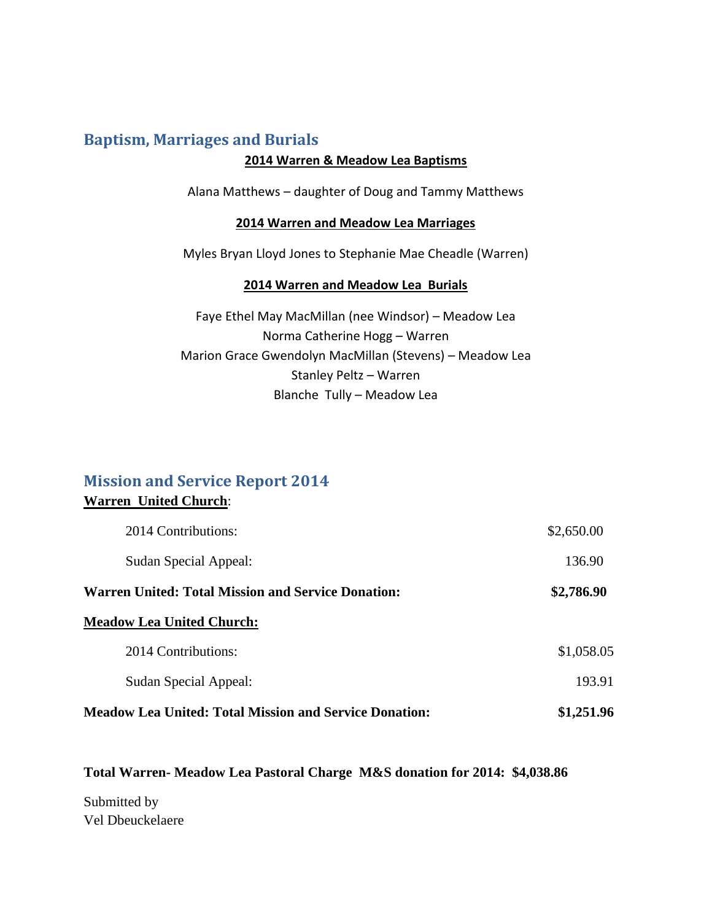## Baptism, Marriages and Burials

**2014 Warren & Meadow Lea Baptisms**

Alana Matthews – daughter of Doug and Tammy Matthews

**2014 Warren and Meadow Lea Marriages**

Myles Bryan Lloyd Jones to Stephanie Mae Cheadle (Warren)

**2014 Warren and Meadow Lea Burials**

Faye Ethel May MacMillan (nee Windsor) – Meadow Lea
Norma Catherine Hogg – Warren
Marion Grace Gwendolyn MacMillan (Stevens) – Meadow Lea
Stanley Peltz – Warren
Blanche Tully – Meadow Lea

## Mission and Service Report 2014

**Warren United Church**:

| | |
|---|---|
| 2014 Contributions: | $2,650.00 |
| Sudan Special Appeal: | 136.90 |
| **Warren United: Total Mission and Service Donation:** | **$2,786.90** |

**Meadow Lea United Church:**

| | |
|---|---|
| 2014 Contributions: | $1,058.05 |
| Sudan Special Appeal: | 193.91 |
| **Meadow Lea United: Total Mission and Service Donation:** | **$1,251.96** |

**Total Warren- Meadow Lea Pastoral Charge M&S donation for 2014: $4,038.86**

Submitted by
Vel Dbeuckelaere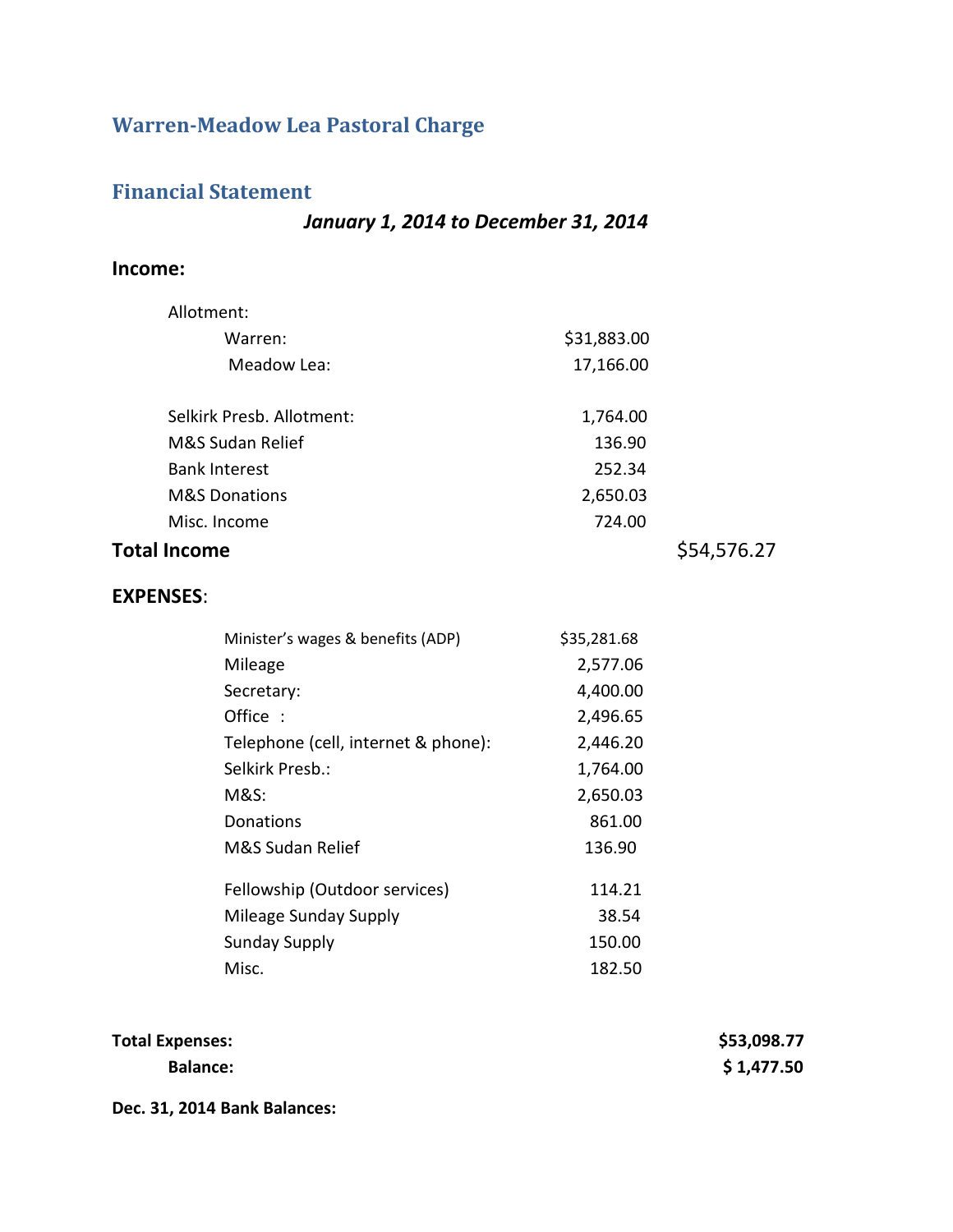## Warren-Meadow Lea Pastoral Charge

## Financial Statement

***January 1, 2014 to December 31, 2014***

**Income:**

| | | |
|---|---|---|
| Allotment: | | |
| Warren: | $31,883.00 | |
| Meadow Lea: | 17,166.00 | |
| Selkirk Presb. Allotment: | 1,764.00 | |
| M&S Sudan Relief | 136.90 | |
| Bank Interest | 252.34 | |
| M&S Donations | 2,650.03 | |
| Misc. Income | 724.00 | |
| **Total Income** | | $54,576.27 |

**EXPENSES**:

| | | |
|---|---|---|
| Minister's wages & benefits (ADP) | $35,281.68 | |
| Mileage | 2,577.06 | |
| Secretary: | 4,400.00 | |
| Office : | 2,496.65 | |
| Telephone (cell, internet & phone): | 2,446.20 | |
| Selkirk Presb.: | 1,764.00 | |
| M&S: | 2,650.03 | |
| Donations | 861.00 | |
| M&S Sudan Relief | 136.90 | |
| Fellowship (Outdoor services) | 114.21 | |
| Mileage Sunday Supply | 38.54 | |
| Sunday Supply | 150.00 | |
| Misc. | 182.50 | |
| **Total Expenses:** | | **$53,098.77** |
| **Balance:** | | **$ 1,477.50** |

**Dec. 31, 2014 Bank Balances:**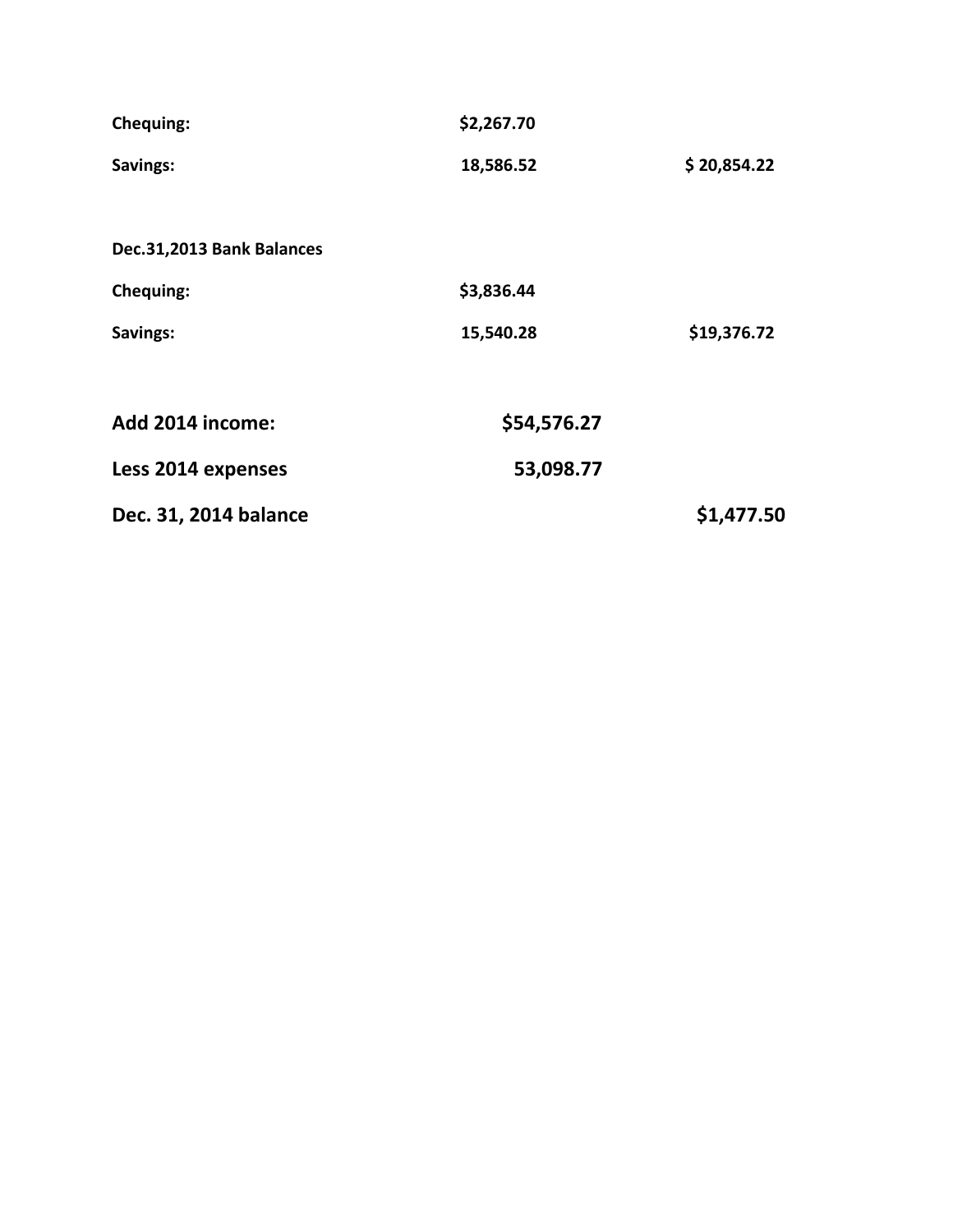| | | |
|---|---|---|
| **Chequing:** | **$2,267.70** | |
| **Savings:** | **18,586.52** | **$ 20,854.22** |

**Dec.31,2013 Bank Balances**

| | | |
|---|---|---|
| **Chequing:** | **$3,836.44** | |
| **Savings:** | **15,540.28** | **$19,376.72** |

| | | |
|---|---|---|
| **Add 2014 income:** | **$54,576.27** | |
| **Less 2014 expenses** | **53,098.77** | |
| **Dec. 31, 2014 balance** | | **$1,477.50** |